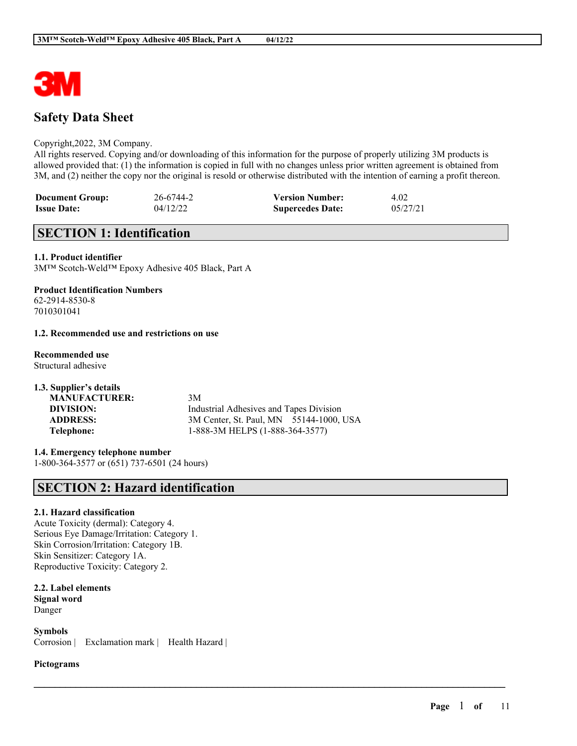# Safety Data Sheet

Copyright,2022, 3M Company.
All rights reserved. Copying and/or downloading of this information for the purpose of properly utilizing 3M products is allowed provided that: (1) the information is copied in full with no changes unless prior written agreement is obtained from 3M, and (2) neither the copy nor the original is resold or otherwise distributed with the intention of earning a profit thereon.

| | | | |
|---|---|---|---|
| **Document Group:** | 26-6744-2 | **Version Number:** | 4.02 |
| **Issue Date:** | 04/12/22 | **Supercedes Date:** | 05/27/21 |

## SECTION 1: Identification

**1.1. Product identifier**
3M™ Scotch-Weld™ Epoxy Adhesive 405 Black, Part A

**Product Identification Numbers**
62-2914-8530-8
7010301041

**1.2. Recommended use and restrictions on use**

**Recommended use**
Structural adhesive

**1.3. Supplier's details**

| | |
|---|---|
| **MANUFACTURER:** | 3M |
| **DIVISION:** | Industrial Adhesives and Tapes Division |
| **ADDRESS:** | 3M Center, St. Paul, MN 55144-1000, USA |
| **Telephone:** | 1-888-3M HELPS (1-888-364-3577) |

**1.4. Emergency telephone number**
1-800-364-3577 or (651) 737-6501 (24 hours)

## SECTION 2: Hazard identification

**2.1. Hazard classification**
Acute Toxicity (dermal): Category 4.
Serious Eye Damage/Irritation: Category 1.
Skin Corrosion/Irritation: Category 1B.
Skin Sensitizer: Category 1A.
Reproductive Toxicity: Category 2.

**2.2. Label elements**
**Signal word**
Danger

**Symbols**
Corrosion | Exclamation mark | Health Hazard |

**Pictograms**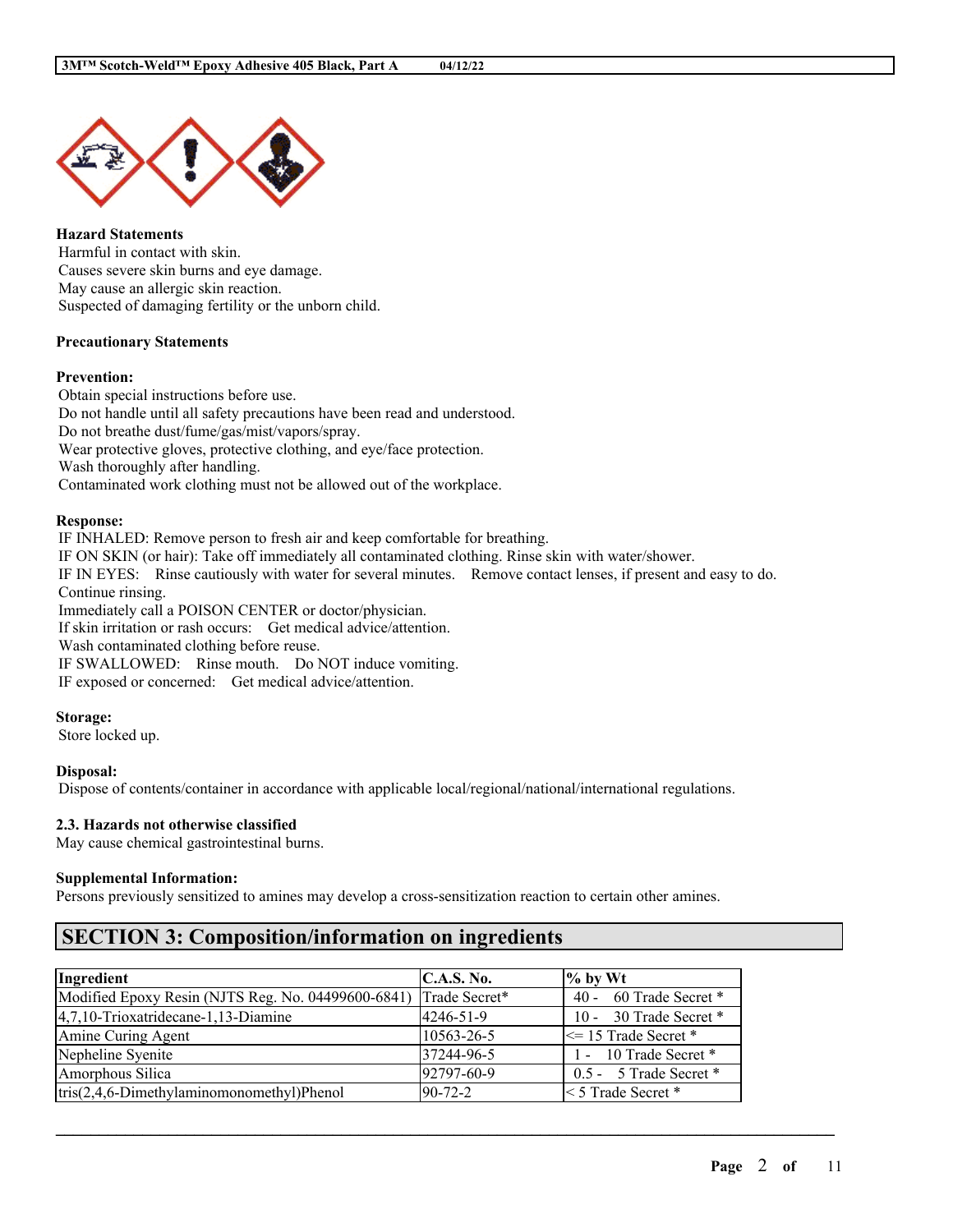**Hazard Statements**

Harmful in contact with skin.
Causes severe skin burns and eye damage.
May cause an allergic skin reaction.
Suspected of damaging fertility or the unborn child.

**Precautionary Statements**

**Prevention:**

Obtain special instructions before use.
Do not handle until all safety precautions have been read and understood.
Do not breathe dust/fume/gas/mist/vapors/spray.
Wear protective gloves, protective clothing, and eye/face protection.
Wash thoroughly after handling.
Contaminated work clothing must not be allowed out of the workplace.

**Response:**

IF INHALED: Remove person to fresh air and keep comfortable for breathing.
IF ON SKIN (or hair): Take off immediately all contaminated clothing. Rinse skin with water/shower.
IF IN EYES: Rinse cautiously with water for several minutes. Remove contact lenses, if present and easy to do. Continue rinsing.
Immediately call a POISON CENTER or doctor/physician.
If skin irritation or rash occurs: Get medical advice/attention.
Wash contaminated clothing before reuse.
IF SWALLOWED: Rinse mouth. Do NOT induce vomiting.
IF exposed or concerned: Get medical advice/attention.

**Storage:**

Store locked up.

**Disposal:**

Dispose of contents/container in accordance with applicable local/regional/national/international regulations.

### 2.3. Hazards not otherwise classified

May cause chemical gastrointestinal burns.

**Supplemental Information:**

Persons previously sensitized to amines may develop a cross-sensitization reaction to certain other amines.

## SECTION 3: Composition/information on ingredients

| Ingredient | C.A.S. No. | % by Wt |
|---|---|---|
| Modified Epoxy Resin (NJTS Reg. No. 04499600-6841) | Trade Secret* | 40 - 60 Trade Secret * |
| 4,7,10-Trioxatridecane-1,13-Diamine | 4246-51-9 | 10 - 30 Trade Secret * |
| Amine Curing Agent | 10563-26-5 | <= 15 Trade Secret * |
| Nepheline Syenite | 37244-96-5 | 1 - 10 Trade Secret * |
| Amorphous Silica | 92797-60-9 | 0.5 - 5 Trade Secret * |
| tris(2,4,6-Dimethylaminomonomethyl)Phenol | 90-72-2 | < 5 Trade Secret * |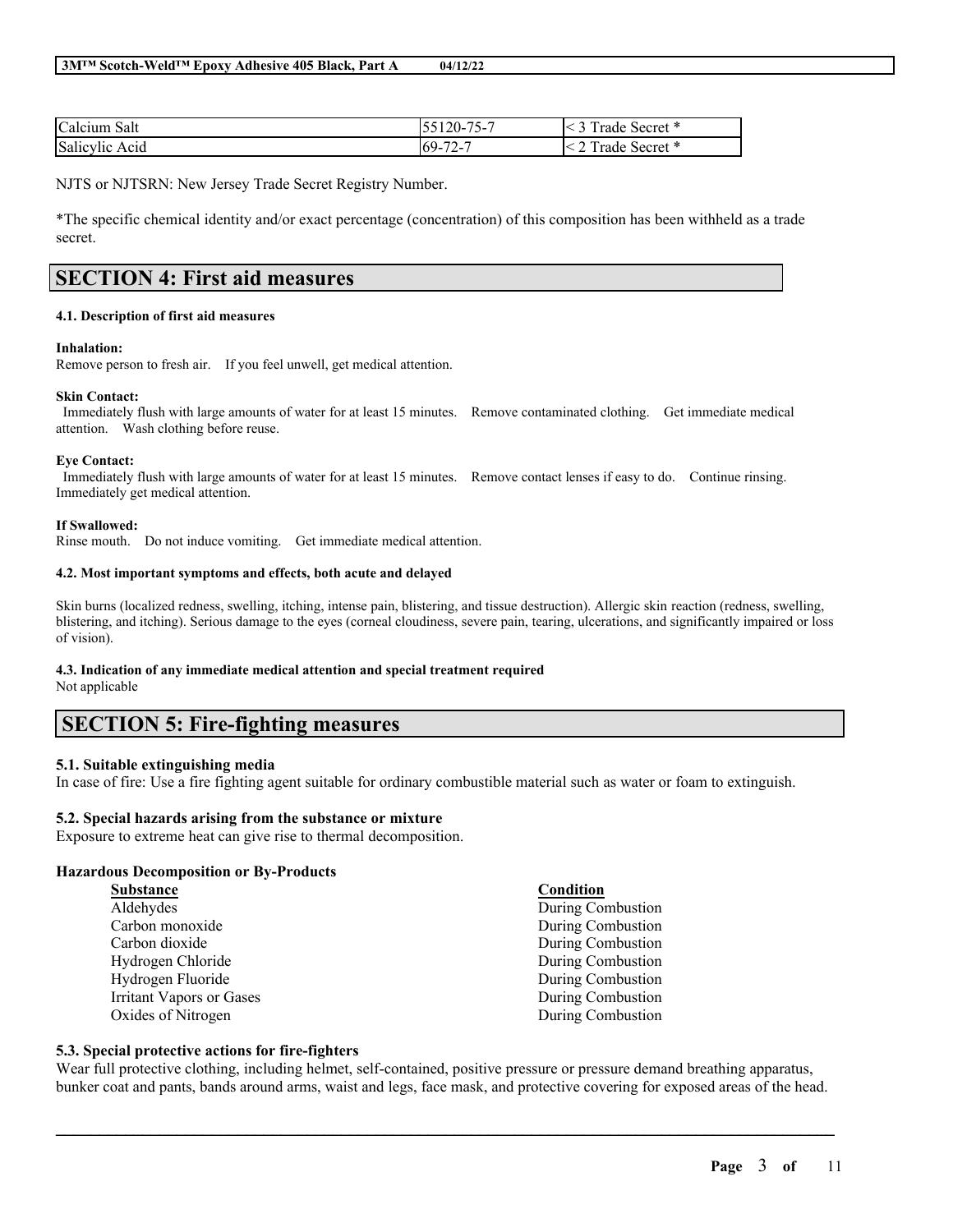| Calcium Salt | 55120-75-7 | < 3 Trade Secret * |
| --- | --- | --- |
| Salicylic Acid | 69-72-7 | < 2 Trade Secret * |

NJTS or NJTSRN: New Jersey Trade Secret Registry Number.

*The specific chemical identity and/or exact percentage (concentration) of this composition has been withheld as a trade secret.

## SECTION 4: First aid measures

**4.1. Description of first aid measures**

**Inhalation:**
Remove person to fresh air. If you feel unwell, get medical attention.

**Skin Contact:**
Immediately flush with large amounts of water for at least 15 minutes. Remove contaminated clothing. Get immediate medical attention. Wash clothing before reuse.

**Eye Contact:**
Immediately flush with large amounts of water for at least 15 minutes. Remove contact lenses if easy to do. Continue rinsing. Immediately get medical attention.

**If Swallowed:**
Rinse mouth. Do not induce vomiting. Get immediate medical attention.

**4.2. Most important symptoms and effects, both acute and delayed**

Skin burns (localized redness, swelling, itching, intense pain, blistering, and tissue destruction). Allergic skin reaction (redness, swelling, blistering, and itching). Serious damage to the eyes (corneal cloudiness, severe pain, tearing, ulcerations, and significantly impaired or loss of vision).

**4.3. Indication of any immediate medical attention and special treatment required**
Not applicable

## SECTION 5: Fire-fighting measures

**5.1. Suitable extinguishing media**
In case of fire: Use a fire fighting agent suitable for ordinary combustible material such as water or foam to extinguish.

**5.2. Special hazards arising from the substance or mixture**
Exposure to extreme heat can give rise to thermal decomposition.

**Hazardous Decomposition or By-Products**

| Substance | Condition |
| --- | --- |
| Aldehydes | During Combustion |
| Carbon monoxide | During Combustion |
| Carbon dioxide | During Combustion |
| Hydrogen Chloride | During Combustion |
| Hydrogen Fluoride | During Combustion |
| Irritant Vapors or Gases | During Combustion |
| Oxides of Nitrogen | During Combustion |

**5.3. Special protective actions for fire-fighters**
Wear full protective clothing, including helmet, self-contained, positive pressure or pressure demand breathing apparatus, bunker coat and pants, bands around arms, waist and legs, face mask, and protective covering for exposed areas of the head.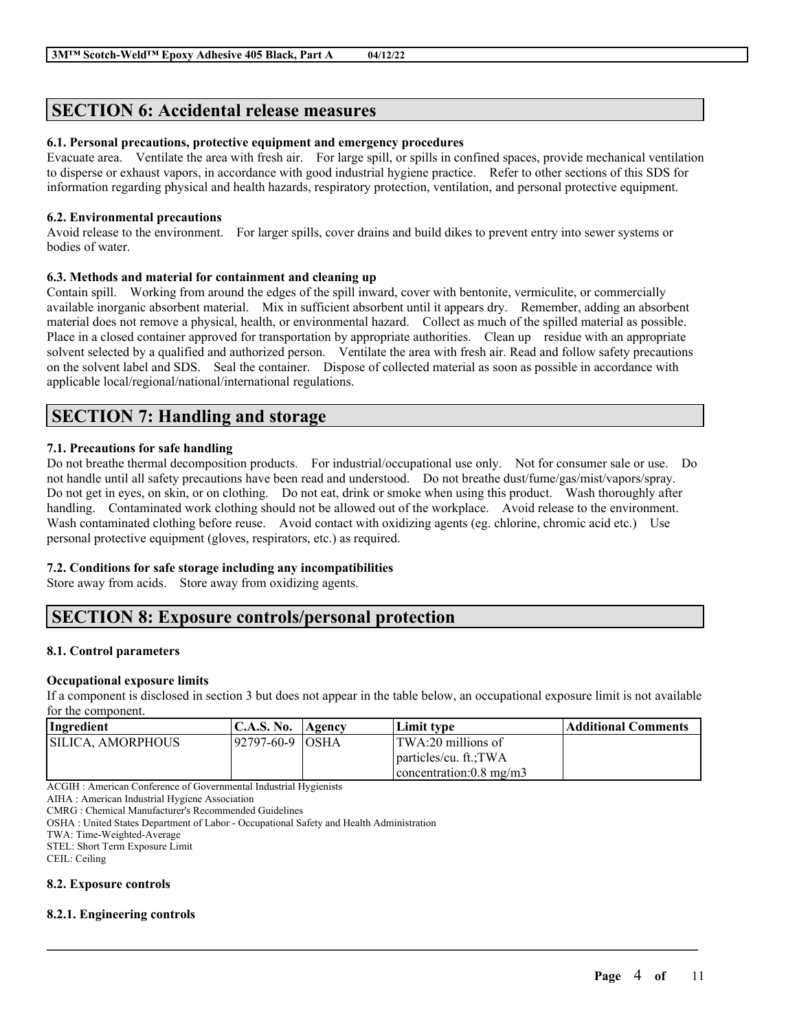## SECTION 6: Accidental release measures

### 6.1. Personal precautions, protective equipment and emergency procedures

Evacuate area. Ventilate the area with fresh air. For large spill, or spills in confined spaces, provide mechanical ventilation to disperse or exhaust vapors, in accordance with good industrial hygiene practice. Refer to other sections of this SDS for information regarding physical and health hazards, respiratory protection, ventilation, and personal protective equipment.

### 6.2. Environmental precautions

Avoid release to the environment. For larger spills, cover drains and build dikes to prevent entry into sewer systems or bodies of water.

### 6.3. Methods and material for containment and cleaning up

Contain spill. Working from around the edges of the spill inward, cover with bentonite, vermiculite, or commercially available inorganic absorbent material. Mix in sufficient absorbent until it appears dry. Remember, adding an absorbent material does not remove a physical, health, or environmental hazard. Collect as much of the spilled material as possible. Place in a closed container approved for transportation by appropriate authorities. Clean up residue with an appropriate solvent selected by a qualified and authorized person. Ventilate the area with fresh air. Read and follow safety precautions on the solvent label and SDS. Seal the container. Dispose of collected material as soon as possible in accordance with applicable local/regional/national/international regulations.

## SECTION 7: Handling and storage

### 7.1. Precautions for safe handling

Do not breathe thermal decomposition products. For industrial/occupational use only. Not for consumer sale or use. Do not handle until all safety precautions have been read and understood. Do not breathe dust/fume/gas/mist/vapors/spray. Do not get in eyes, on skin, or on clothing. Do not eat, drink or smoke when using this product. Wash thoroughly after handling. Contaminated work clothing should not be allowed out of the workplace. Avoid release to the environment. Wash contaminated clothing before reuse. Avoid contact with oxidizing agents (eg. chlorine, chromic acid etc.) Use personal protective equipment (gloves, respirators, etc.) as required.

### 7.2. Conditions for safe storage including any incompatibilities

Store away from acids. Store away from oxidizing agents.

## SECTION 8: Exposure controls/personal protection

### 8.1. Control parameters

#### Occupational exposure limits

If a component is disclosed in section 3 but does not appear in the table below, an occupational exposure limit is not available for the component.

| Ingredient | C.A.S. No. | Agency | Limit type | Additional Comments |
|---|---|---|---|---|
| SILICA, AMORPHOUS | 92797-60-9 | OSHA | TWA:20 millions of particles/cu. ft.;TWA concentration:0.8 mg/m3 | |

ACGIH : American Conference of Governmental Industrial Hygienists
AIHA : American Industrial Hygiene Association
CMRG : Chemical Manufacturer's Recommended Guidelines
OSHA : United States Department of Labor - Occupational Safety and Health Administration
TWA: Time-Weighted-Average
STEL: Short Term Exposure Limit
CEIL: Ceiling

### 8.2. Exposure controls

#### 8.2.1. Engineering controls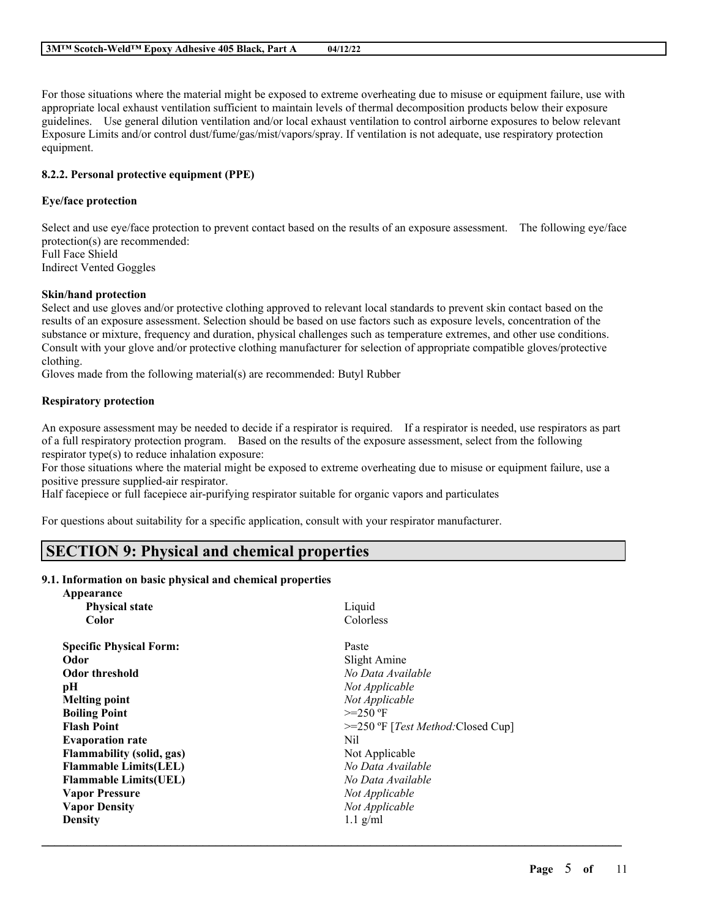For those situations where the material might be exposed to extreme overheating due to misuse or equipment failure, use with appropriate local exhaust ventilation sufficient to maintain levels of thermal decomposition products below their exposure guidelines. Use general dilution ventilation and/or local exhaust ventilation to control airborne exposures to below relevant Exposure Limits and/or control dust/fume/gas/mist/vapors/spray. If ventilation is not adequate, use respiratory protection equipment.

**8.2.2. Personal protective equipment (PPE)**

**Eye/face protection**

Select and use eye/face protection to prevent contact based on the results of an exposure assessment. The following eye/face protection(s) are recommended:
Full Face Shield
Indirect Vented Goggles

**Skin/hand protection**
Select and use gloves and/or protective clothing approved to relevant local standards to prevent skin contact based on the results of an exposure assessment. Selection should be based on use factors such as exposure levels, concentration of the substance or mixture, frequency and duration, physical challenges such as temperature extremes, and other use conditions. Consult with your glove and/or protective clothing manufacturer for selection of appropriate compatible gloves/protective clothing.
Gloves made from the following material(s) are recommended: Butyl Rubber

**Respiratory protection**

An exposure assessment may be needed to decide if a respirator is required. If a respirator is needed, use respirators as part of a full respiratory protection program. Based on the results of the exposure assessment, select from the following respirator type(s) to reduce inhalation exposure:
For those situations where the material might be exposed to extreme overheating due to misuse or equipment failure, use a positive pressure supplied-air respirator.
Half facepiece or full facepiece air-purifying respirator suitable for organic vapors and particulates

For questions about suitability for a specific application, consult with your respirator manufacturer.

## SECTION 9: Physical and chemical properties

**9.1. Information on basic physical and chemical properties**

| | |
|---|---|
| **Appearance** | |
| **Physical state** | Liquid |
| **Color** | Colorless |
| **Specific Physical Form:** | Paste |
| **Odor** | Slight Amine |
| **Odor threshold** | *No Data Available* |
| **pH** | *Not Applicable* |
| **Melting point** | *Not Applicable* |
| **Boiling Point** | >=250 ºF |
| **Flash Point** | >=250 ºF [*Test Method:*Closed Cup] |
| **Evaporation rate** | Nil |
| **Flammability (solid, gas)** | Not Applicable |
| **Flammable Limits(LEL)** | *No Data Available* |
| **Flammable Limits(UEL)** | *No Data Available* |
| **Vapor Pressure** | *Not Applicable* |
| **Vapor Density** | *Not Applicable* |
| **Density** | 1.1 g/ml |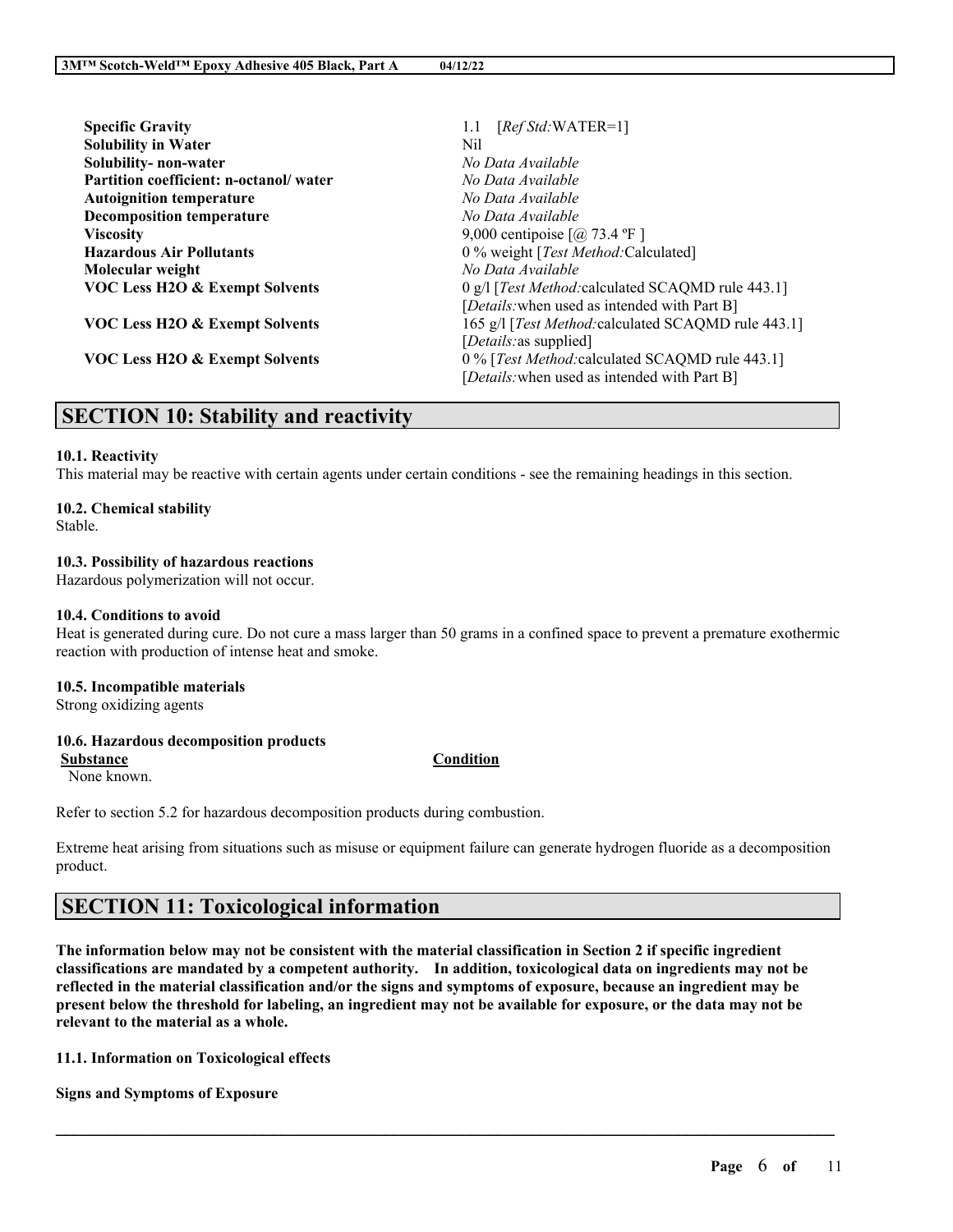| | |
|---|---|
| **Specific Gravity** | 1.1 [*Ref Std:*WATER=1] |
| **Solubility in Water** | Nil |
| **Solubility- non-water** | *No Data Available* |
| **Partition coefficient: n-octanol/ water** | *No Data Available* |
| **Autoignition temperature** | *No Data Available* |
| **Decomposition temperature** | *No Data Available* |
| **Viscosity** | 9,000 centipoise [@ 73.4 ºF ] |
| **Hazardous Air Pollutants** | 0 % weight [*Test Method:*Calculated] |
| **Molecular weight** | *No Data Available* |
| **VOC Less H2O & Exempt Solvents** | 0 g/l [*Test Method:*calculated SCAQMD rule 443.1] [*Details:*when used as intended with Part B] |
| **VOC Less H2O & Exempt Solvents** | 165 g/l [*Test Method:*calculated SCAQMD rule 443.1] [*Details:*as supplied] |
| **VOC Less H2O & Exempt Solvents** | 0 % [*Test Method:*calculated SCAQMD rule 443.1] [*Details:*when used as intended with Part B] |

## SECTION 10: Stability and reactivity

**10.1. Reactivity**
This material may be reactive with certain agents under certain conditions - see the remaining headings in this section.

**10.2. Chemical stability**
Stable.

**10.3. Possibility of hazardous reactions**
Hazardous polymerization will not occur.

**10.4. Conditions to avoid**
Heat is generated during cure. Do not cure a mass larger than 50 grams in a confined space to prevent a premature exothermic reaction with production of intense heat and smoke.

**10.5. Incompatible materials**
Strong oxidizing agents

**10.6. Hazardous decomposition products**

| Substance | Condition |
|---|---|
| None known. | |

Refer to section 5.2 for hazardous decomposition products during combustion.

Extreme heat arising from situations such as misuse or equipment failure can generate hydrogen fluoride as a decomposition product.

## SECTION 11: Toxicological information

**The information below may not be consistent with the material classification in Section 2 if specific ingredient classifications are mandated by a competent authority. In addition, toxicological data on ingredients may not be reflected in the material classification and/or the signs and symptoms of exposure, because an ingredient may be present below the threshold for labeling, an ingredient may not be available for exposure, or the data may not be relevant to the material as a whole.**

**11.1. Information on Toxicological effects**

**Signs and Symptoms of Exposure**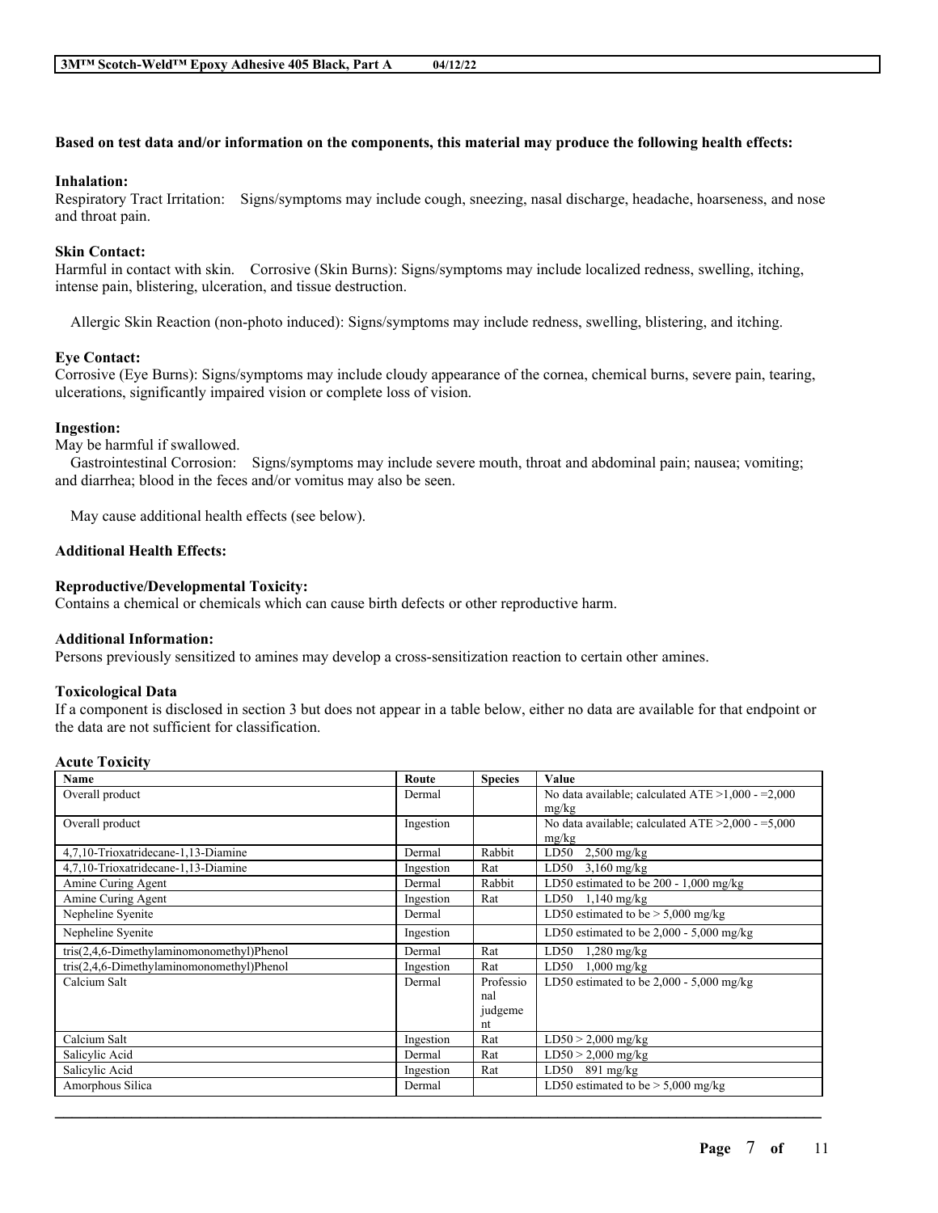**Based on test data and/or information on the components, this material may produce the following health effects:**

**Inhalation:**

Respiratory Tract Irritation: Signs/symptoms may include cough, sneezing, nasal discharge, headache, hoarseness, and nose and throat pain.

**Skin Contact:**

Harmful in contact with skin. Corrosive (Skin Burns): Signs/symptoms may include localized redness, swelling, itching, intense pain, blistering, ulceration, and tissue destruction.

Allergic Skin Reaction (non-photo induced): Signs/symptoms may include redness, swelling, blistering, and itching.

**Eye Contact:**

Corrosive (Eye Burns): Signs/symptoms may include cloudy appearance of the cornea, chemical burns, severe pain, tearing, ulcerations, significantly impaired vision or complete loss of vision.

**Ingestion:**

May be harmful if swallowed.

Gastrointestinal Corrosion: Signs/symptoms may include severe mouth, throat and abdominal pain; nausea; vomiting; and diarrhea; blood in the feces and/or vomitus may also be seen.

May cause additional health effects (see below).

**Additional Health Effects:**

**Reproductive/Developmental Toxicity:**

Contains a chemical or chemicals which can cause birth defects or other reproductive harm.

**Additional Information:**

Persons previously sensitized to amines may develop a cross-sensitization reaction to certain other amines.

**Toxicological Data**

If a component is disclosed in section 3 but does not appear in a table below, either no data are available for that endpoint or the data are not sufficient for classification.

**Acute Toxicity**

| Name | Route | Species | Value |
|---|---|---|---|
| Overall product | Dermal | | No data available; calculated ATE >1,000 - =2,000 mg/kg |
| Overall product | Ingestion | | No data available; calculated ATE >2,000 - =5,000 mg/kg |
| 4,7,10-Trioxatridecane-1,13-Diamine | Dermal | Rabbit | LD50 2,500 mg/kg |
| 4,7,10-Trioxatridecane-1,13-Diamine | Ingestion | Rat | LD50 3,160 mg/kg |
| Amine Curing Agent | Dermal | Rabbit | LD50 estimated to be 200 - 1,000 mg/kg |
| Amine Curing Agent | Ingestion | Rat | LD50 1,140 mg/kg |
| Nepheline Syenite | Dermal | | LD50 estimated to be > 5,000 mg/kg |
| Nepheline Syenite | Ingestion | | LD50 estimated to be 2,000 - 5,000 mg/kg |
| tris(2,4,6-Dimethylaminomonomethyl)Phenol | Dermal | Rat | LD50 1,280 mg/kg |
| tris(2,4,6-Dimethylaminomonomethyl)Phenol | Ingestion | Rat | LD50 1,000 mg/kg |
| Calcium Salt | Dermal | Professional judgement | LD50 estimated to be 2,000 - 5,000 mg/kg |
| Calcium Salt | Ingestion | Rat | LD50 > 2,000 mg/kg |
| Salicylic Acid | Dermal | Rat | LD50 > 2,000 mg/kg |
| Salicylic Acid | Ingestion | Rat | LD50 891 mg/kg |
| Amorphous Silica | Dermal | | LD50 estimated to be > 5,000 mg/kg |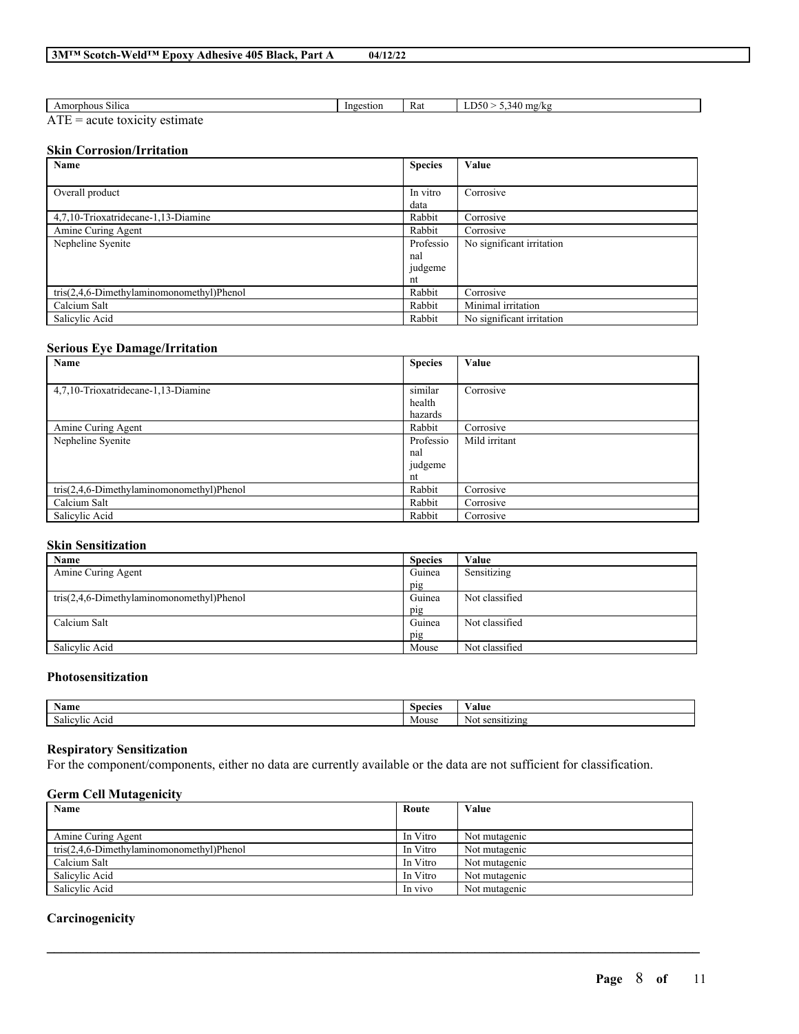| Amorphous Silica | Ingestion | Rat | LD50 > 5,340 mg/kg |
|---|---|---|---|

ATE = acute toxicity estimate

### Skin Corrosion/Irritation

| Name | Species | Value |
|---|---|---|
| Overall product | In vitro data | Corrosive |
| 4,7,10-Trioxatridecane-1,13-Diamine | Rabbit | Corrosive |
| Amine Curing Agent | Rabbit | Corrosive |
| Nepheline Syenite | Professional judgement | No significant irritation |
| tris(2,4,6-Dimethylaminomonomethyl)Phenol | Rabbit | Corrosive |
| Calcium Salt | Rabbit | Minimal irritation |
| Salicylic Acid | Rabbit | No significant irritation |

### Serious Eye Damage/Irritation

| Name | Species | Value |
|---|---|---|
| 4,7,10-Trioxatridecane-1,13-Diamine | similar health hazards | Corrosive |
| Amine Curing Agent | Rabbit | Corrosive |
| Nepheline Syenite | Professional judgement | Mild irritant |
| tris(2,4,6-Dimethylaminomonomethyl)Phenol | Rabbit | Corrosive |
| Calcium Salt | Rabbit | Corrosive |
| Salicylic Acid | Rabbit | Corrosive |

### Skin Sensitization

| Name | Species | Value |
|---|---|---|
| Amine Curing Agent | Guinea pig | Sensitizing |
| tris(2,4,6-Dimethylaminomonomethyl)Phenol | Guinea pig | Not classified |
| Calcium Salt | Guinea pig | Not classified |
| Salicylic Acid | Mouse | Not classified |

### Photosensitization

| Name | Species | Value |
|---|---|---|
| Salicylic Acid | Mouse | Not sensitizing |

### Respiratory Sensitization

For the component/components, either no data are currently available or the data are not sufficient for classification.

### Germ Cell Mutagenicity

| Name | Route | Value |
|---|---|---|
| Amine Curing Agent | In Vitro | Not mutagenic |
| tris(2,4,6-Dimethylaminomonomethyl)Phenol | In Vitro | Not mutagenic |
| Calcium Salt | In Vitro | Not mutagenic |
| Salicylic Acid | In Vitro | Not mutagenic |
| Salicylic Acid | In vivo | Not mutagenic |

### Carcinogenicity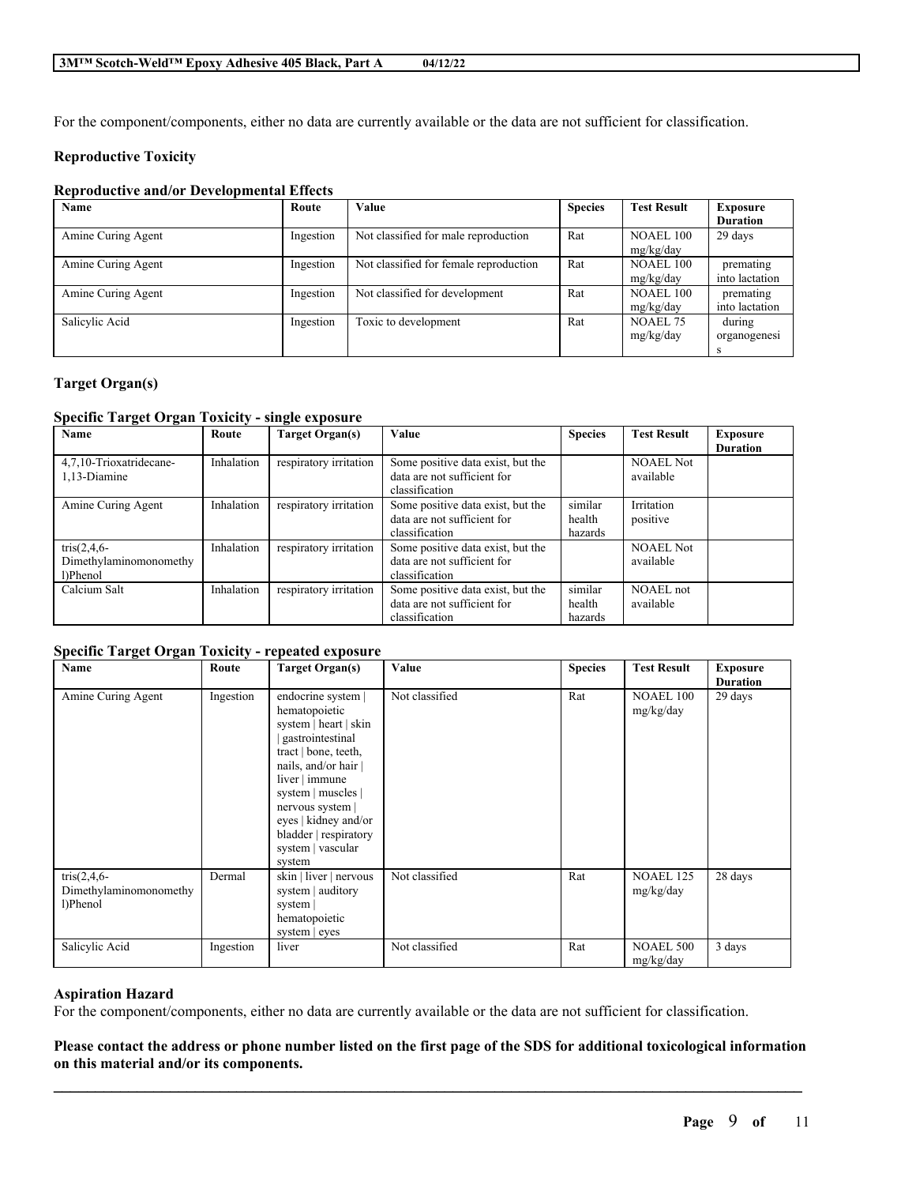For the component/components, either no data are currently available or the data are not sufficient for classification.

**Reproductive Toxicity**

**Reproductive and/or Developmental Effects**

| Name | Route | Value | Species | Test Result | Exposure Duration |
|---|---|---|---|---|---|
| Amine Curing Agent | Ingestion | Not classified for male reproduction | Rat | NOAEL 100 mg/kg/day | 29 days |
| Amine Curing Agent | Ingestion | Not classified for female reproduction | Rat | NOAEL 100 mg/kg/day | premating into lactation |
| Amine Curing Agent | Ingestion | Not classified for development | Rat | NOAEL 100 mg/kg/day | premating into lactation |
| Salicylic Acid | Ingestion | Toxic to development | Rat | NOAEL 75 mg/kg/day | during organogenesis |

**Target Organ(s)**

**Specific Target Organ Toxicity - single exposure**

| Name | Route | Target Organ(s) | Value | Species | Test Result | Exposure Duration |
|---|---|---|---|---|---|---|
| 4,7,10-Trioxatridecane-1,13-Diamine | Inhalation | respiratory irritation | Some positive data exist, but the data are not sufficient for classification | | NOAEL Not available | |
| Amine Curing Agent | Inhalation | respiratory irritation | Some positive data exist, but the data are not sufficient for classification | similar health hazards | Irritation positive | |
| tris(2,4,6-Dimethylaminomonomethyl)Phenol | Inhalation | respiratory irritation | Some positive data exist, but the data are not sufficient for classification | | NOAEL Not available | |
| Calcium Salt | Inhalation | respiratory irritation | Some positive data exist, but the data are not sufficient for classification | similar health hazards | NOAEL not available | |

**Specific Target Organ Toxicity - repeated exposure**

| Name | Route | Target Organ(s) | Value | Species | Test Result | Exposure Duration |
|---|---|---|---|---|---|---|
| Amine Curing Agent | Ingestion | endocrine system \| hematopoietic system \| heart \| skin \| gastrointestinal tract \| bone, teeth, nails, and/or hair \| liver \| immune system \| muscles \| nervous system \| eyes \| kidney and/or bladder \| respiratory system \| vascular system | Not classified | Rat | NOAEL 100 mg/kg/day | 29 days |
| tris(2,4,6-Dimethylaminomonomethyl)Phenol | Dermal | skin \| liver \| nervous system \| auditory system \| hematopoietic system \| eyes | Not classified | Rat | NOAEL 125 mg/kg/day | 28 days |
| Salicylic Acid | Ingestion | liver | Not classified | Rat | NOAEL 500 mg/kg/day | 3 days |

**Aspiration Hazard**

For the component/components, either no data are currently available or the data are not sufficient for classification.

**Please contact the address or phone number listed on the first page of the SDS for additional toxicological information on this material and/or its components.**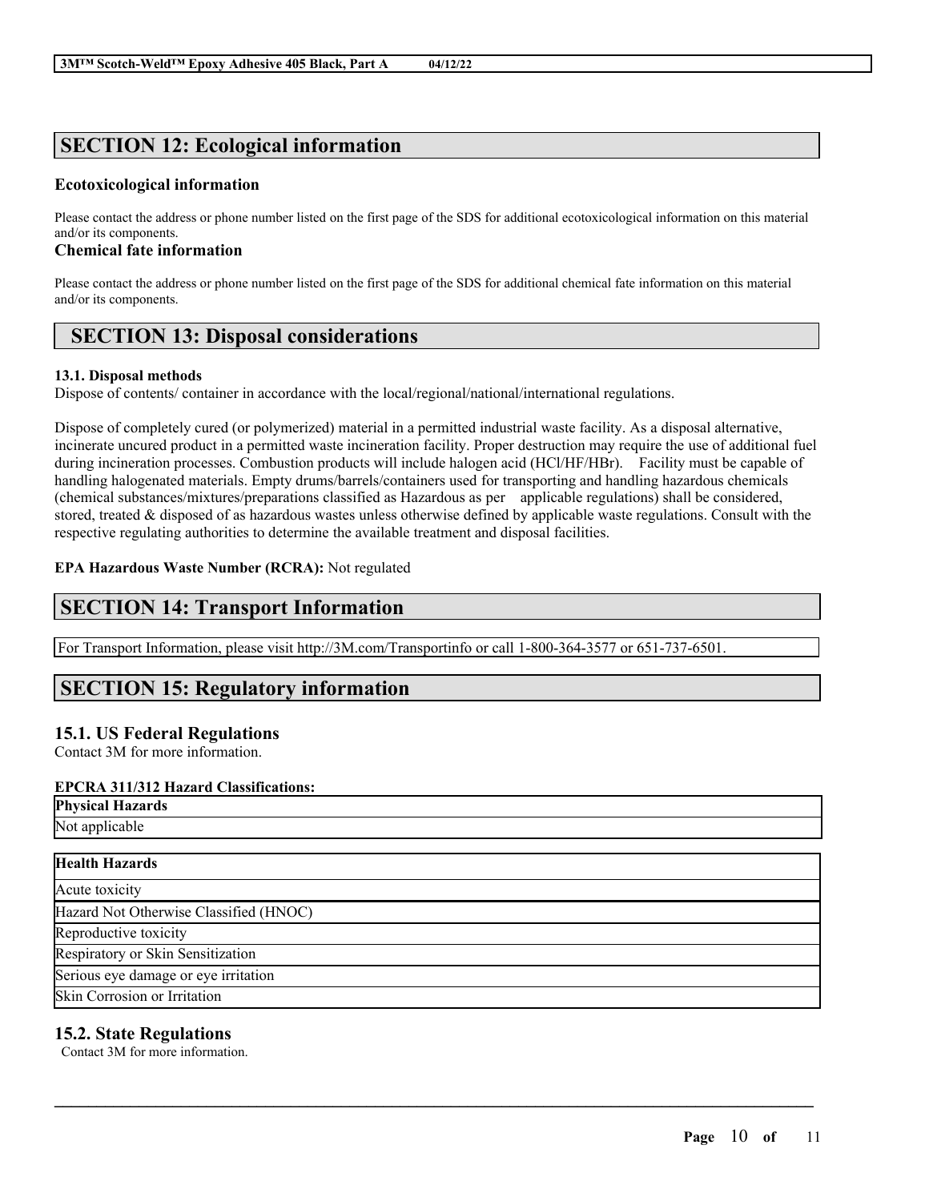## SECTION 12: Ecological information

### Ecotoxicological information

Please contact the address or phone number listed on the first page of the SDS for additional ecotoxicological information on this material and/or its components.

### Chemical fate information

Please contact the address or phone number listed on the first page of the SDS for additional chemical fate information on this material and/or its components.

## SECTION 13: Disposal considerations

**13.1. Disposal methods**

Dispose of contents/ container in accordance with the local/regional/national/international regulations.

Dispose of completely cured (or polymerized) material in a permitted industrial waste facility. As a disposal alternative, incinerate uncured product in a permitted waste incineration facility. Proper destruction may require the use of additional fuel during incineration processes. Combustion products will include halogen acid (HCl/HF/HBr). Facility must be capable of handling halogenated materials. Empty drums/barrels/containers used for transporting and handling hazardous chemicals (chemical substances/mixtures/preparations classified as Hazardous as per applicable regulations) shall be considered, stored, treated & disposed of as hazardous wastes unless otherwise defined by applicable waste regulations. Consult with the respective regulating authorities to determine the available treatment and disposal facilities.

**EPA Hazardous Waste Number (RCRA):** Not regulated

## SECTION 14: Transport Information

For Transport Information, please visit http://3M.com/Transportinfo or call 1-800-364-3577 or 651-737-6501.

## SECTION 15: Regulatory information

### 15.1. US Federal Regulations

Contact 3M for more information.

**EPCRA 311/312 Hazard Classifications:**

| Physical Hazards |
| --- |
| Not applicable |

| Health Hazards |
| --- |
| Acute toxicity |
| Hazard Not Otherwise Classified (HNOC) |
| Reproductive toxicity |
| Respiratory or Skin Sensitization |
| Serious eye damage or eye irritation |
| Skin Corrosion or Irritation |

### 15.2. State Regulations

Contact 3M for more information.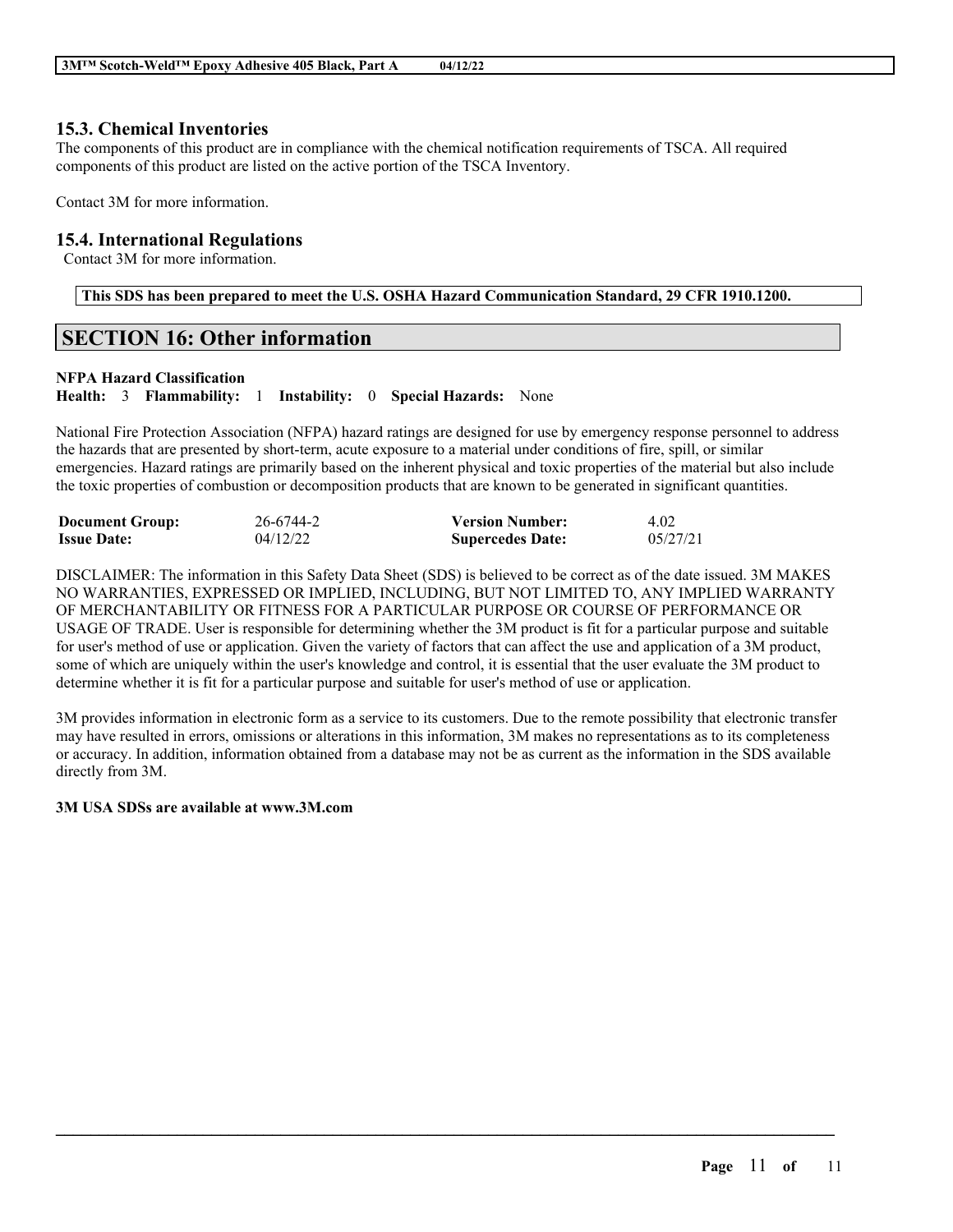## 15.3. Chemical Inventories

The components of this product are in compliance with the chemical notification requirements of TSCA. All required components of this product are listed on the active portion of the TSCA Inventory.

Contact 3M for more information.

## 15.4. International Regulations

Contact 3M for more information.

**This SDS has been prepared to meet the U.S. OSHA Hazard Communication Standard, 29 CFR 1910.1200.**

# SECTION 16: Other information

**NFPA Hazard Classification**

**Health:** 3 **Flammability:** 1 **Instability:** 0 **Special Hazards:** None

National Fire Protection Association (NFPA) hazard ratings are designed for use by emergency response personnel to address the hazards that are presented by short-term, acute exposure to a material under conditions of fire, spill, or similar emergencies. Hazard ratings are primarily based on the inherent physical and toxic properties of the material but also include the toxic properties of combustion or decomposition products that are known to be generated in significant quantities.

| | | | |
|---|---|---|---|
| **Document Group:** | 26-6744-2 | **Version Number:** | 4.02 |
| **Issue Date:** | 04/12/22 | **Supercedes Date:** | 05/27/21 |

DISCLAIMER: The information in this Safety Data Sheet (SDS) is believed to be correct as of the date issued. 3M MAKES NO WARRANTIES, EXPRESSED OR IMPLIED, INCLUDING, BUT NOT LIMITED TO, ANY IMPLIED WARRANTY OF MERCHANTABILITY OR FITNESS FOR A PARTICULAR PURPOSE OR COURSE OF PERFORMANCE OR USAGE OF TRADE. User is responsible for determining whether the 3M product is fit for a particular purpose and suitable for user's method of use or application. Given the variety of factors that can affect the use and application of a 3M product, some of which are uniquely within the user's knowledge and control, it is essential that the user evaluate the 3M product to determine whether it is fit for a particular purpose and suitable for user's method of use or application.

3M provides information in electronic form as a service to its customers. Due to the remote possibility that electronic transfer may have resulted in errors, omissions or alterations in this information, 3M makes no representations as to its completeness or accuracy. In addition, information obtained from a database may not be as current as the information in the SDS available directly from 3M.

**3M USA SDSs are available at www.3M.com**